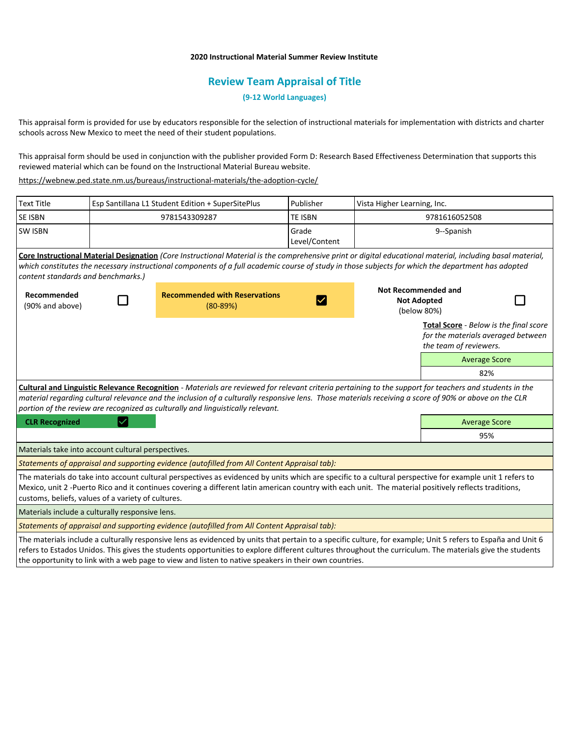**2020 Instructional Material Summer Review Institute**

## Review Team Appraisal of Title

### (9-12 World Languages)

This appraisal form is provided for use by educators responsible for the selection of instructional materials for implementation with districts and charter schools across New Mexico to meet the need of their student populations.

This appraisal form should be used in conjunction with the publisher provided Form D: Research Based Effectiveness Determination that supports this reviewed material which can be found on the Instructional Material Bureau website.

https://webnew.ped.state.nm.us/bureaus/instructional-materials/the-adoption-cycle/

| Text Title | Esp Santillana L1 Student Edition + SuperSitePlus | Publisher | Vista Higher Learning, Inc. |
|---|---|---|---|
| SE ISBN | 9781543309287 | TE ISBN | 9781616052508 |
| SW ISBN | | Grade Level/Content | 9--Spanish |

**Core Instructional Material Designation** *(Core Instructional Material is the comprehensive print or digital educational material, including basal material, which constitutes the necessary instructional components of a full academic course of study in those subjects for which the department has adopted content standards and benchmarks.)*

| Recommended (90% and above) | ☐ | Recommended with Reservations (80-89%) | ☑ | Not Recommended and Not Adopted (below 80%) | ☐ |
|---|---|---|---|---|---|

**Total Score** - *Below is the final score for the materials averaged between the team of reviewers.*

| Average Score |
|---|
| 82% |

**Cultural and Linguistic Relevance Recognition** - *Materials are reviewed for relevant criteria pertaining to the support for teachers and students in the material regarding cultural relevance and the inclusion of a culturally responsive lens. Those materials receiving a score of 90% or above on the CLR portion of the review are recognized as culturally and linguistically relevant.*

**CLR Recognized** ☑

| Average Score |
|---|
| 95% |

Materials take into account cultural perspectives.

*Statements of appraisal and supporting evidence (autofilled from All Content Appraisal tab):*

The materials do take into account cultural perspectives as evidenced by units which are specific to a cultural perspective for example unit 1 refers to Mexico, unit 2 -Puerto Rico and it continues covering a different latin american country with each unit. The material positively reflects traditions, customs, beliefs, values of a variety of cultures.

Materials include a culturally responsive lens.

*Statements of appraisal and supporting evidence (autofilled from All Content Appraisal tab):*

The materials include a culturally responsive lens as evidenced by units that pertain to a specific culture, for example; Unit 5 refers to España and Unit 6 refers to Estados Unidos. This gives the students opportunities to explore different cultures throughout the curriculum. The materials give the students the opportunity to link with a web page to view and listen to native speakers in their own countries.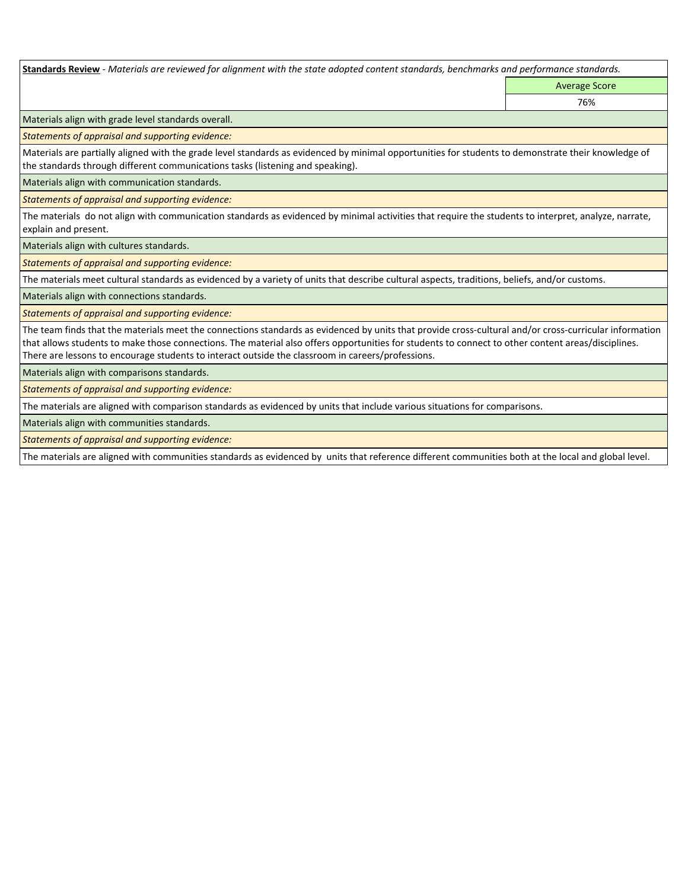**Standards Review** - *Materials are reviewed for alignment with the state adopted content standards, benchmarks and performance standards.*

| | Average Score |
|---|---|
| | 76% |

Materials align with grade level standards overall.

*Statements of appraisal and supporting evidence:*

Materials are partially aligned with the grade level standards as evidenced by minimal opportunities for students to demonstrate their knowledge of the standards through different communications tasks (listening and speaking).

Materials align with communication standards.

*Statements of appraisal and supporting evidence:*

The materials do not align with communication standards as evidenced by minimal activities that require the students to interpret, analyze, narrate, explain and present.

Materials align with cultures standards.

*Statements of appraisal and supporting evidence:*

The materials meet cultural standards as evidenced by a variety of units that describe cultural aspects, traditions, beliefs, and/or customs.

Materials align with connections standards.

*Statements of appraisal and supporting evidence:*

The team finds that the materials meet the connections standards as evidenced by units that provide cross-cultural and/or cross-curricular information that allows students to make those connections. The material also offers opportunities for students to connect to other content areas/disciplines. There are lessons to encourage students to interact outside the classroom in careers/professions.

Materials align with comparisons standards.

*Statements of appraisal and supporting evidence:*

The materials are aligned with comparison standards as evidenced by units that include various situations for comparisons.

Materials align with communities standards.

*Statements of appraisal and supporting evidence:*

The materials are aligned with communities standards as evidenced by units that reference different communities both at the local and global level.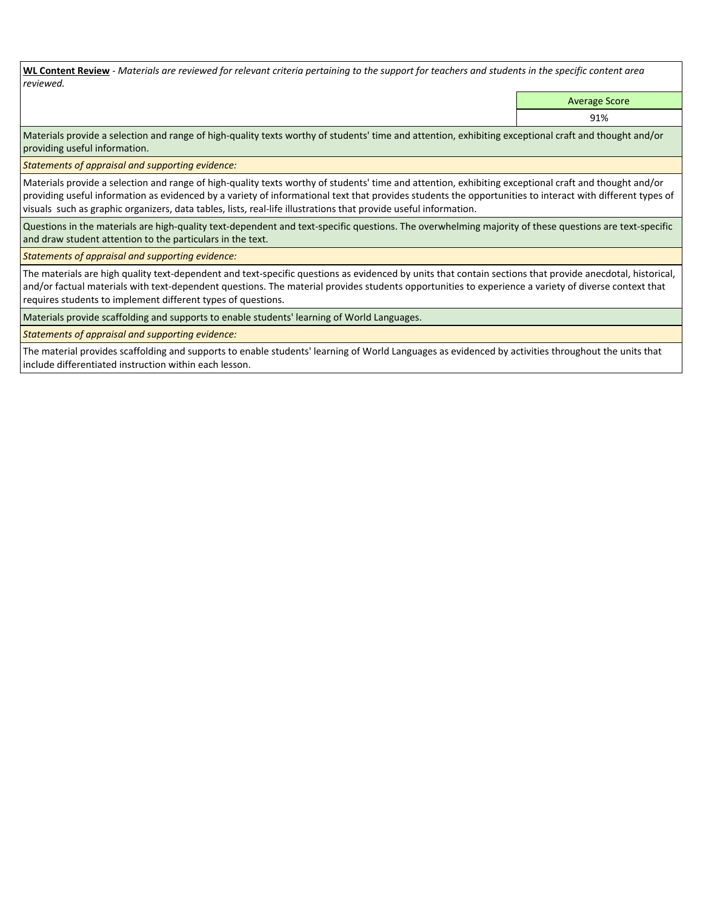**WL Content Review** - *Materials are reviewed for relevant criteria pertaining to the support for teachers and students in the specific content area reviewed.*

| | Average Score |
|---|---|
| | 91% |

Materials provide a selection and range of high-quality texts worthy of students' time and attention, exhibiting exceptional craft and thought and/or providing useful information.

*Statements of appraisal and supporting evidence:*

Materials provide a selection and range of high-quality texts worthy of students' time and attention, exhibiting exceptional craft and thought and/or providing useful information as evidenced by a variety of informational text that provides students the opportunities to interact with different types of visuals such as graphic organizers, data tables, lists, real-life illustrations that provide useful information.

Questions in the materials are high-quality text-dependent and text-specific questions. The overwhelming majority of these questions are text-specific and draw student attention to the particulars in the text.

*Statements of appraisal and supporting evidence:*

The materials are high quality text-dependent and text-specific questions as evidenced by units that contain sections that provide anecdotal, historical, and/or factual materials with text-dependent questions. The material provides students opportunities to experience a variety of diverse context that requires students to implement different types of questions.

Materials provide scaffolding and supports to enable students' learning of World Languages.

*Statements of appraisal and supporting evidence:*

The material provides scaffolding and supports to enable students' learning of World Languages as evidenced by activities throughout the units that include differentiated instruction within each lesson.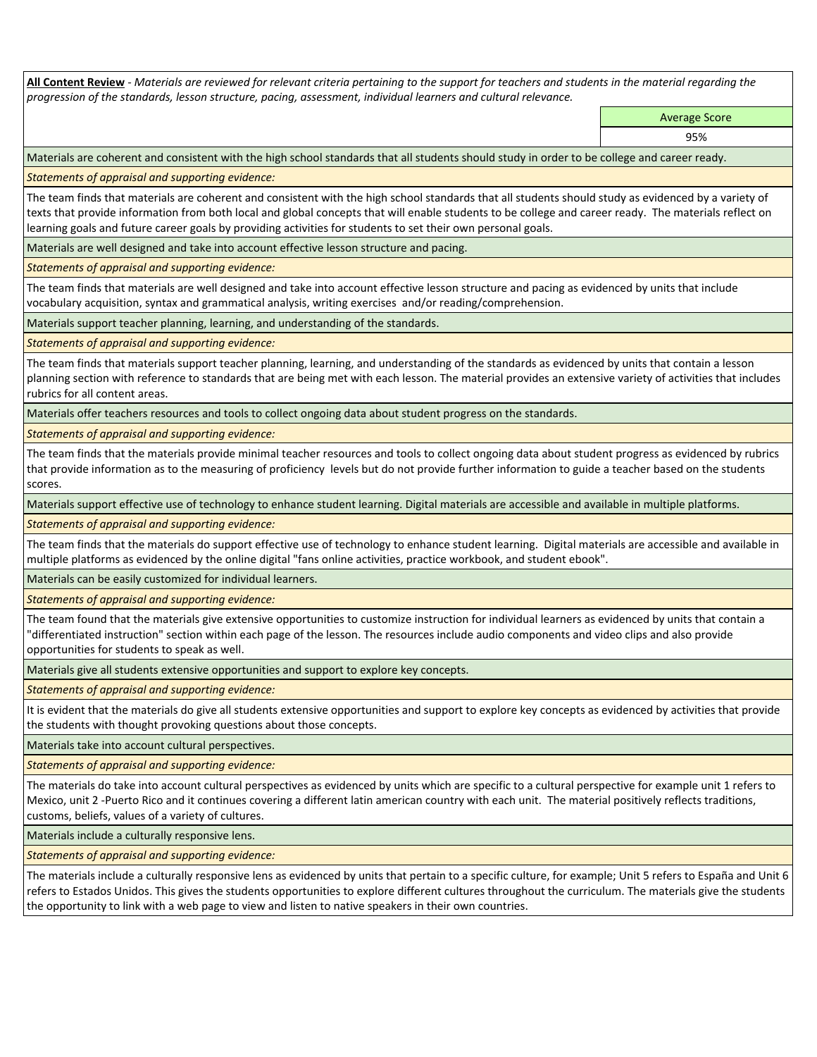**All Content Review** - *Materials are reviewed for relevant criteria pertaining to the support for teachers and students in the material regarding the progression of the standards, lesson structure, pacing, assessment, individual learners and cultural relevance.*

| | Average Score |
|---|---|
| | 95% |

Materials are coherent and consistent with the high school standards that all students should study in order to be college and career ready.

*Statements of appraisal and supporting evidence:*

The team finds that materials are coherent and consistent with the high school standards that all students should study as evidenced by a variety of texts that provide information from both local and global concepts that will enable students to be college and career ready. The materials reflect on learning goals and future career goals by providing activities for students to set their own personal goals.

Materials are well designed and take into account effective lesson structure and pacing.

*Statements of appraisal and supporting evidence:*

The team finds that materials are well designed and take into account effective lesson structure and pacing as evidenced by units that include vocabulary acquisition, syntax and grammatical analysis, writing exercises and/or reading/comprehension.

Materials support teacher planning, learning, and understanding of the standards.

*Statements of appraisal and supporting evidence:*

The team finds that materials support teacher planning, learning, and understanding of the standards as evidenced by units that contain a lesson planning section with reference to standards that are being met with each lesson. The material provides an extensive variety of activities that includes rubrics for all content areas.

Materials offer teachers resources and tools to collect ongoing data about student progress on the standards.

*Statements of appraisal and supporting evidence:*

The team finds that the materials provide minimal teacher resources and tools to collect ongoing data about student progress as evidenced by rubrics that provide information as to the measuring of proficiency levels but do not provide further information to guide a teacher based on the students scores.

Materials support effective use of technology to enhance student learning. Digital materials are accessible and available in multiple platforms.

*Statements of appraisal and supporting evidence:*

The team finds that the materials do support effective use of technology to enhance student learning. Digital materials are accessible and available in multiple platforms as evidenced by the online digital "fans online activities, practice workbook, and student ebook".

Materials can be easily customized for individual learners.

*Statements of appraisal and supporting evidence:*

The team found that the materials give extensive opportunities to customize instruction for individual learners as evidenced by units that contain a "differentiated instruction" section within each page of the lesson. The resources include audio components and video clips and also provide opportunities for students to speak as well.

Materials give all students extensive opportunities and support to explore key concepts.

*Statements of appraisal and supporting evidence:*

It is evident that the materials do give all students extensive opportunities and support to explore key concepts as evidenced by activities that provide the students with thought provoking questions about those concepts.

Materials take into account cultural perspectives.

*Statements of appraisal and supporting evidence:*

The materials do take into account cultural perspectives as evidenced by units which are specific to a cultural perspective for example unit 1 refers to Mexico, unit 2 -Puerto Rico and it continues covering a different latin american country with each unit. The material positively reflects traditions, customs, beliefs, values of a variety of cultures.

Materials include a culturally responsive lens.

*Statements of appraisal and supporting evidence:*

The materials include a culturally responsive lens as evidenced by units that pertain to a specific culture, for example; Unit 5 refers to España and Unit 6 refers to Estados Unidos. This gives the students opportunities to explore different cultures throughout the curriculum. The materials give the students the opportunity to link with a web page to view and listen to native speakers in their own countries.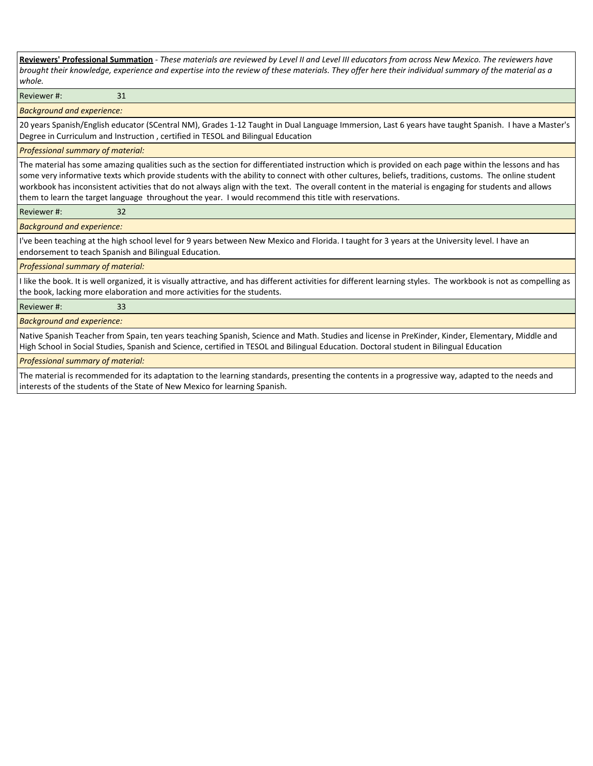**Reviewers' Professional Summation** - *These materials are reviewed by Level II and Level III educators from across New Mexico. The reviewers have brought their knowledge, experience and expertise into the review of these materials. They offer here their individual summary of the material as a whole.*

Reviewer #: 31

*Background and experience:*

20 years Spanish/English educator (SCentral NM), Grades 1-12 Taught in Dual Language Immersion, Last 6 years have taught Spanish. I have a Master's Degree in Curriculum and Instruction , certified in TESOL and Bilingual Education

*Professional summary of material:*

The material has some amazing qualities such as the section for differentiated instruction which is provided on each page within the lessons and has some very informative texts which provide students with the ability to connect with other cultures, beliefs, traditions, customs. The online student workbook has inconsistent activities that do not always align with the text. The overall content in the material is engaging for students and allows them to learn the target language throughout the year. I would recommend this title with reservations.

Reviewer #: 32

*Background and experience:*

I've been teaching at the high school level for 9 years between New Mexico and Florida. I taught for 3 years at the University level. I have an endorsement to teach Spanish and Bilingual Education.

*Professional summary of material:*

I like the book. It is well organized, it is visually attractive, and has different activities for different learning styles. The workbook is not as compelling as the book, lacking more elaboration and more activities for the students.

Reviewer #: 33

*Background and experience:*

Native Spanish Teacher from Spain, ten years teaching Spanish, Science and Math. Studies and license in PreKinder, Kinder, Elementary, Middle and High School in Social Studies, Spanish and Science, certified in TESOL and Bilingual Education. Doctoral student in Bilingual Education

*Professional summary of material:*

The material is recommended for its adaptation to the learning standards, presenting the contents in a progressive way, adapted to the needs and interests of the students of the State of New Mexico for learning Spanish.